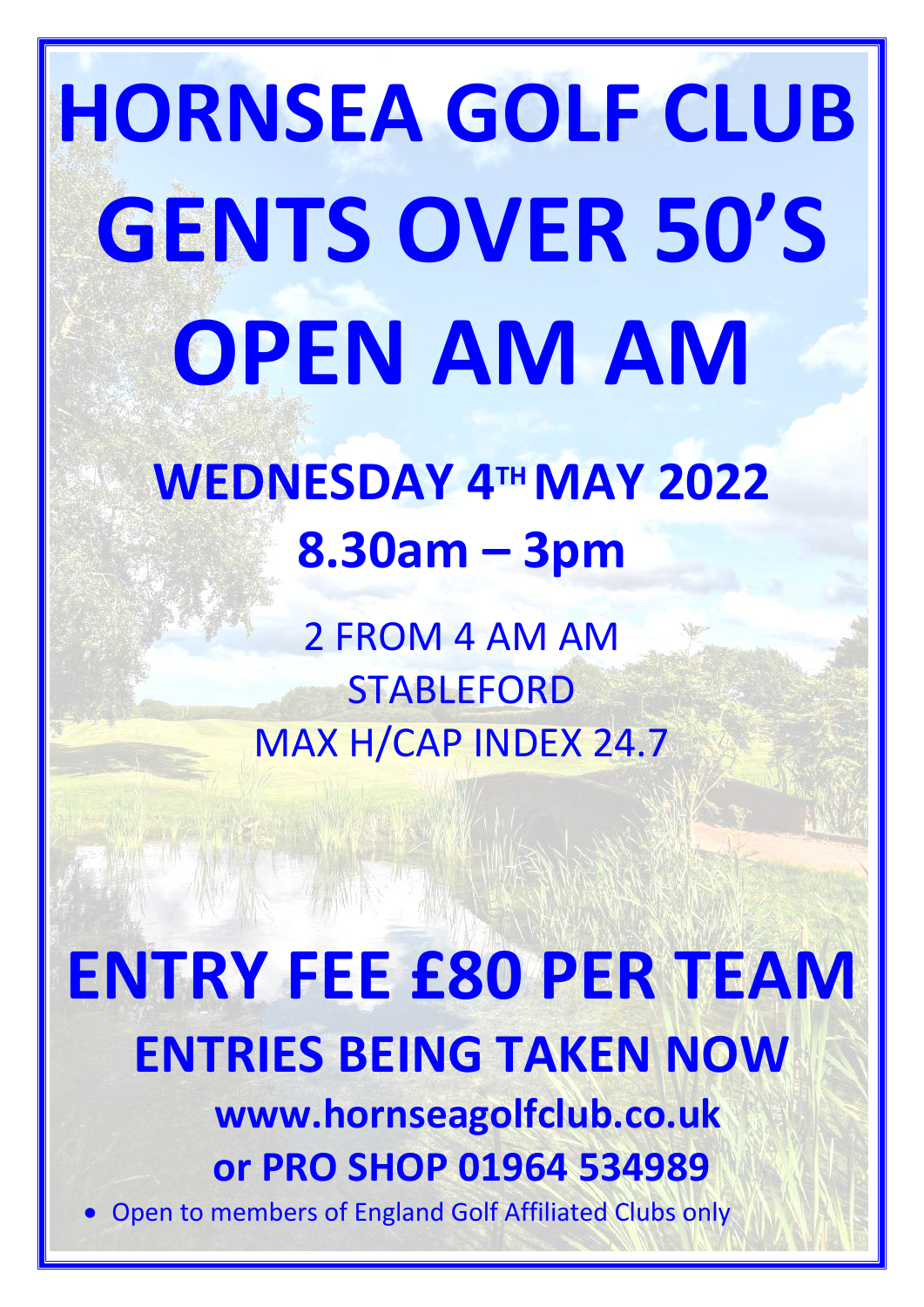# HORNSEA GOLF CLUB

# GENTS OVER 50'S

# OPEN AM AM

## WEDNESDAY 4TH MAY 2022

## 8.30am – 3pm

2 FROM 4 AM AM

STABLEFORD

MAX H/CAP INDEX 24.7

# ENTRY FEE £80 PER TEAM

## ENTRIES BEING TAKEN NOW

### www.hornseagolfclub.co.uk

### or PRO SHOP 01964 534989

- Open to members of England Golf Affiliated Clubs only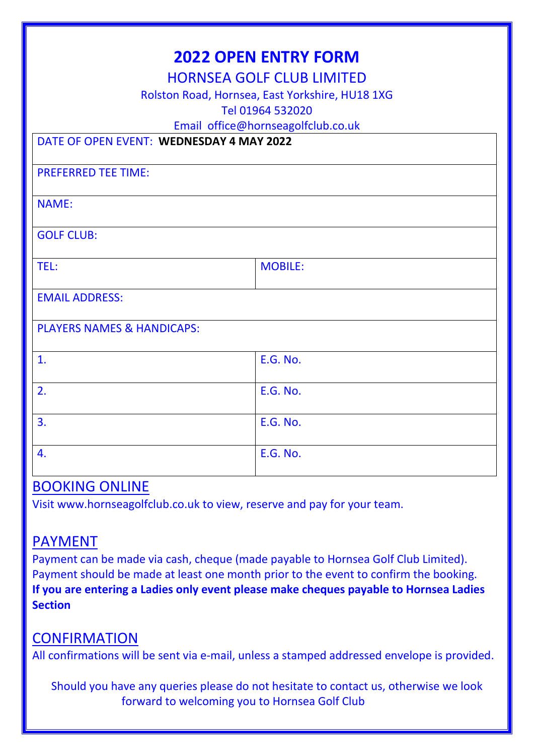# 2022 OPEN ENTRY FORM

HORNSEA GOLF CLUB LIMITED

Rolston Road, Hornsea, East Yorkshire, HU18 1XG

Tel 01964 532020

Email office@hornseagolfclub.co.uk

| | |
|---|---|
| DATE OF OPEN EVENT: **WEDNESDAY 4 MAY 2022** | |
| PREFERRED TEE TIME: | |
| NAME: | |
| GOLF CLUB: | |
| TEL: | MOBILE: |
| EMAIL ADDRESS: | |
| PLAYERS NAMES & HANDICAPS: | |
| 1. | E.G. No. |
| 2. | E.G. No. |
| 3. | E.G. No. |
| 4. | E.G. No. |

## BOOKING ONLINE

Visit www.hornseagolfclub.co.uk to view, reserve and pay for your team.

## PAYMENT

Payment can be made via cash, cheque (made payable to Hornsea Golf Club Limited). Payment should be made at least one month prior to the event to confirm the booking. **If you are entering a Ladies only event please make cheques payable to Hornsea Ladies Section**

## CONFIRMATION

All confirmations will be sent via e-mail, unless a stamped addressed envelope is provided.

Should you have any queries please do not hesitate to contact us, otherwise we look forward to welcoming you to Hornsea Golf Club